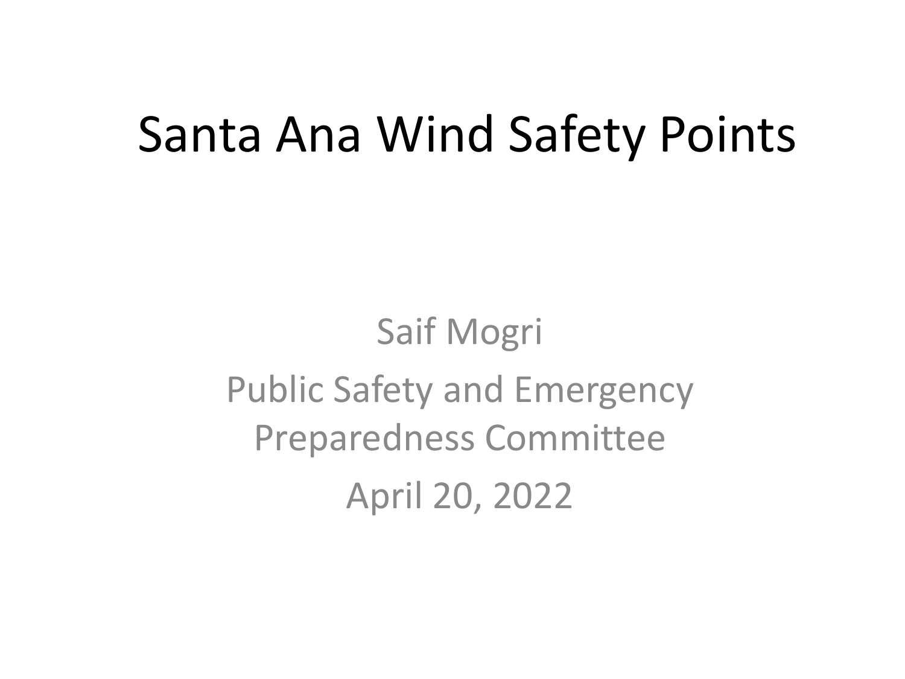# Santa Ana Wind Safety Points

Saif Mogri

Public Safety and Emergency Preparedness Committee

April 20, 2022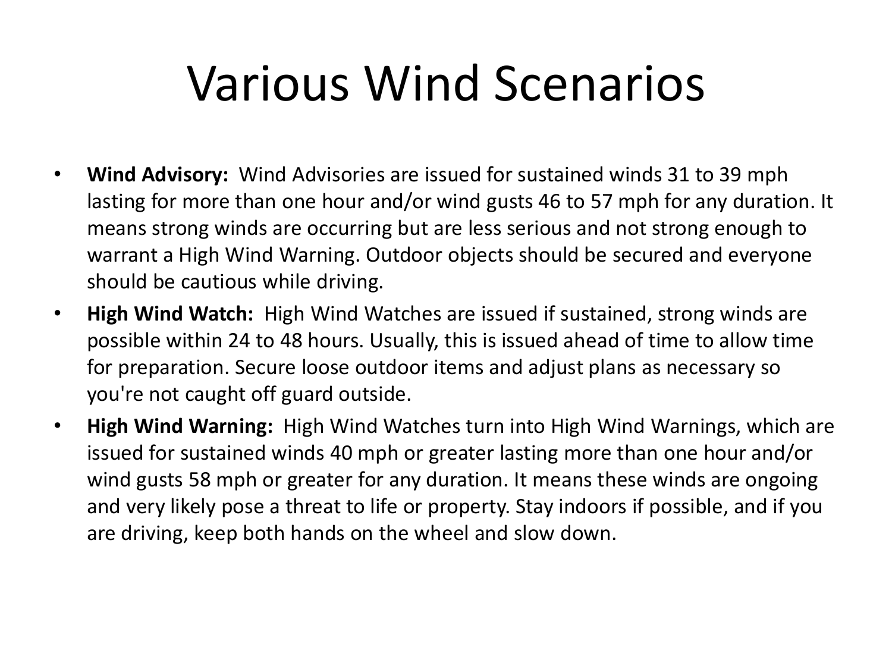# Various Wind Scenarios

- **Wind Advisory:** Wind Advisories are issued for sustained winds 31 to 39 mph lasting for more than one hour and/or wind gusts 46 to 57 mph for any duration. It means strong winds are occurring but are less serious and not strong enough to warrant a High Wind Warning. Outdoor objects should be secured and everyone should be cautious while driving.
- **High Wind Watch:** High Wind Watches are issued if sustained, strong winds are possible within 24 to 48 hours. Usually, this is issued ahead of time to allow time for preparation. Secure loose outdoor items and adjust plans as necessary so you're not caught off guard outside.
- **High Wind Warning:** High Wind Watches turn into High Wind Warnings, which are issued for sustained winds 40 mph or greater lasting more than one hour and/or wind gusts 58 mph or greater for any duration. It means these winds are ongoing and very likely pose a threat to life or property. Stay indoors if possible, and if you are driving, keep both hands on the wheel and slow down.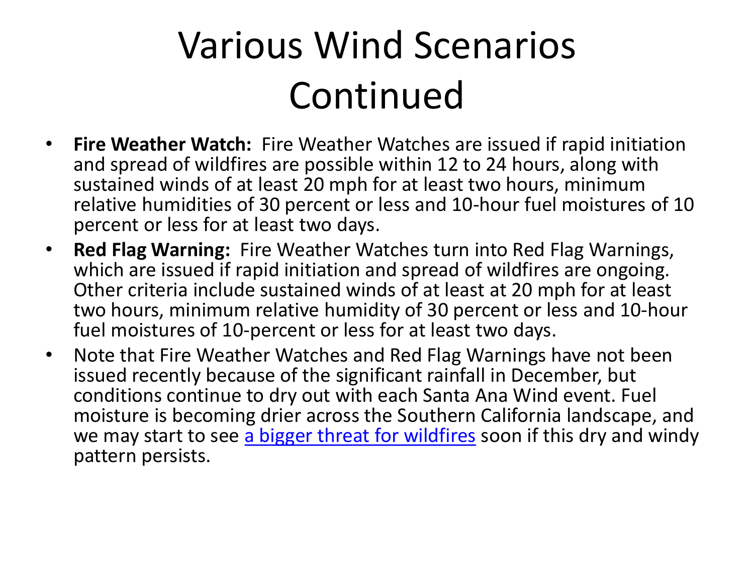# Various Wind Scenarios Continued

- **Fire Weather Watch:** Fire Weather Watches are issued if rapid initiation and spread of wildfires are possible within 12 to 24 hours, along with sustained winds of at least 20 mph for at least two hours, minimum relative humidities of 30 percent or less and 10-hour fuel moistures of 10 percent or less for at least two days.
- **Red Flag Warning:** Fire Weather Watches turn into Red Flag Warnings, which are issued if rapid initiation and spread of wildfires are ongoing. Other criteria include sustained winds of at least at 20 mph for at least two hours, minimum relative humidity of 30 percent or less and 10-hour fuel moistures of 10-percent or less for at least two days.
- Note that Fire Weather Watches and Red Flag Warnings have not been issued recently because of the significant rainfall in December, but conditions continue to dry out with each Santa Ana Wind event. Fuel moisture is becoming drier across the Southern California landscape, and we may start to see a bigger threat for wildfires soon if this dry and windy pattern persists.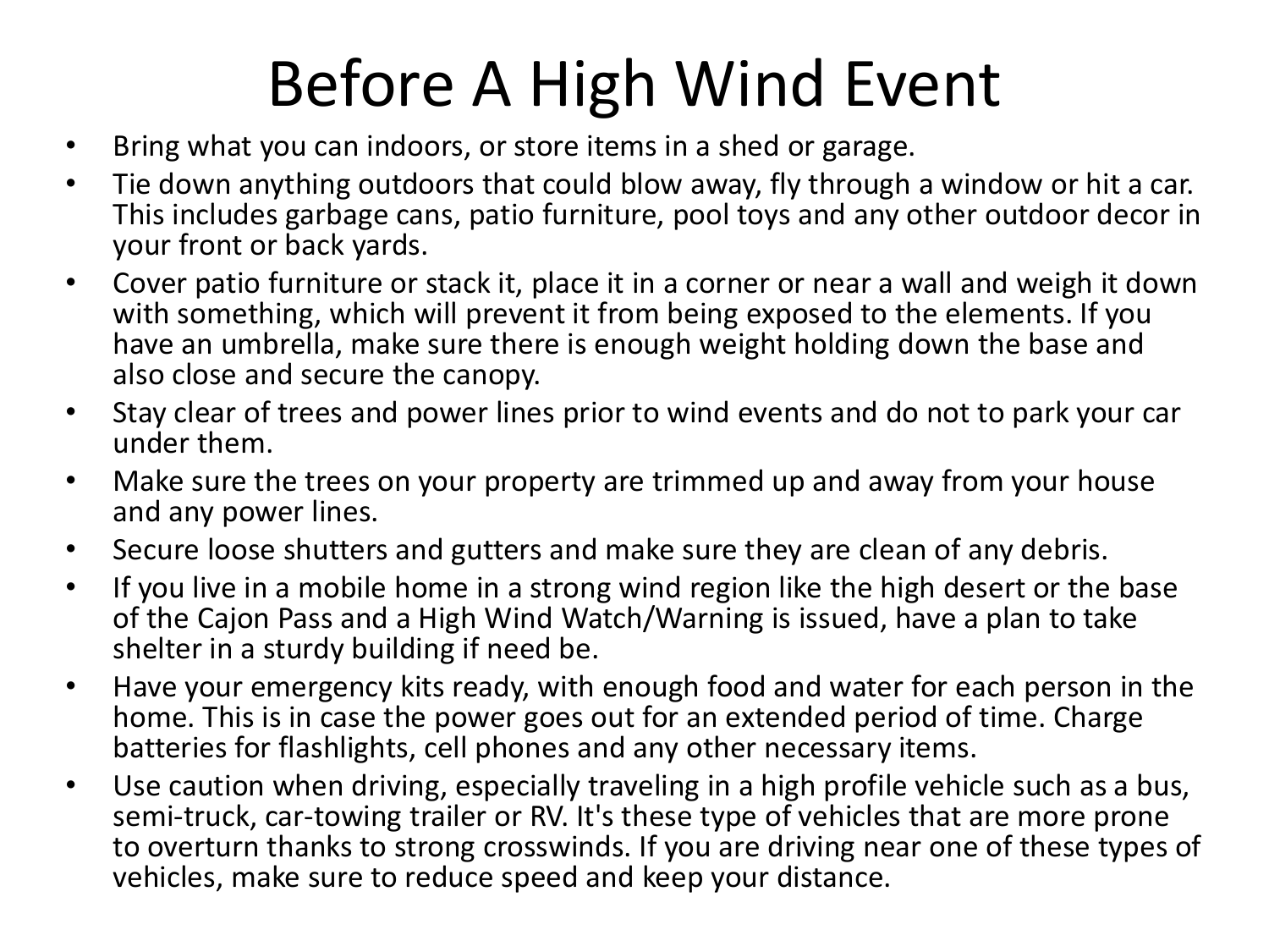# Before A High Wind Event

- Bring what you can indoors, or store items in a shed or garage.
- Tie down anything outdoors that could blow away, fly through a window or hit a car. This includes garbage cans, patio furniture, pool toys and any other outdoor decor in your front or back yards.
- Cover patio furniture or stack it, place it in a corner or near a wall and weigh it down with something, which will prevent it from being exposed to the elements. If you have an umbrella, make sure there is enough weight holding down the base and also close and secure the canopy.
- Stay clear of trees and power lines prior to wind events and do not to park your car under them.
- Make sure the trees on your property are trimmed up and away from your house and any power lines.
- Secure loose shutters and gutters and make sure they are clean of any debris.
- If you live in a mobile home in a strong wind region like the high desert or the base of the Cajon Pass and a High Wind Watch/Warning is issued, have a plan to take shelter in a sturdy building if need be.
- Have your emergency kits ready, with enough food and water for each person in the home. This is in case the power goes out for an extended period of time. Charge batteries for flashlights, cell phones and any other necessary items.
- Use caution when driving, especially traveling in a high profile vehicle such as a bus, semi-truck, car-towing trailer or RV. It's these type of vehicles that are more prone to overturn thanks to strong crosswinds. If you are driving near one of these types of vehicles, make sure to reduce speed and keep your distance.